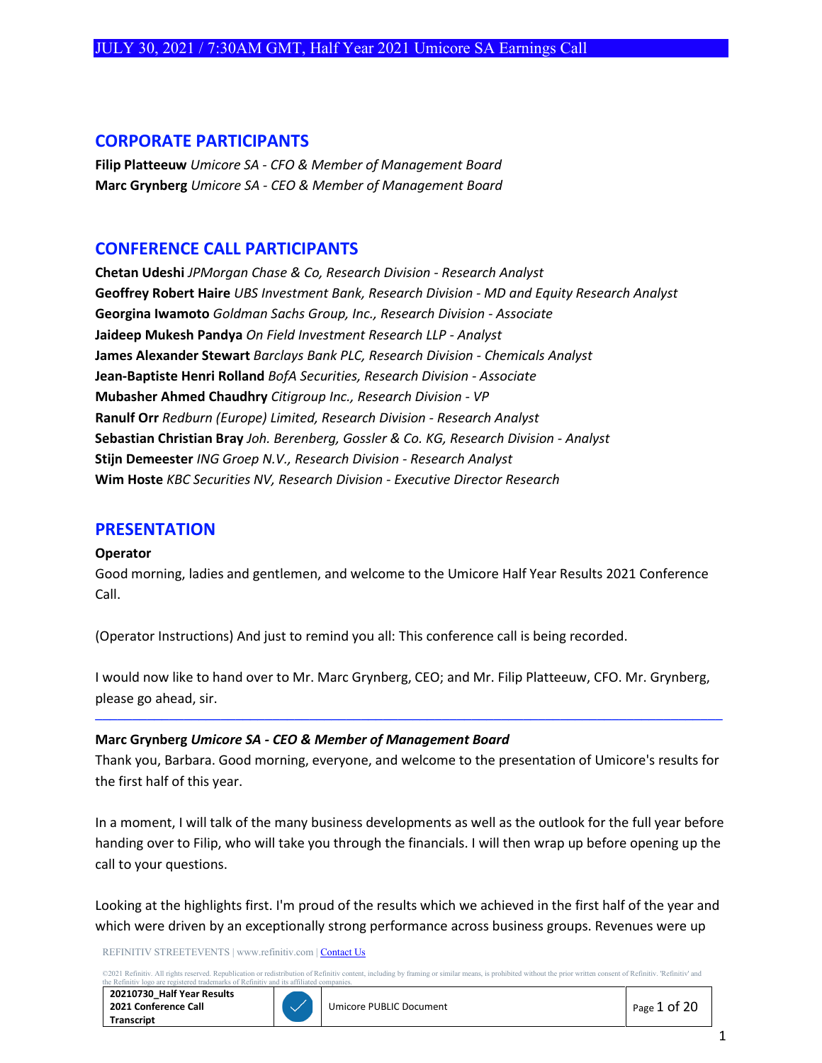## CORPORATE PARTICIPANTS

**Filip Platteeuw** *Umicore SA - CFO & Member of Management Board*
**Marc Grynberg** *Umicore SA - CEO & Member of Management Board*

## CONFERENCE CALL PARTICIPANTS

**Chetan Udeshi** *JPMorgan Chase & Co, Research Division - Research Analyst*
**Geoffrey Robert Haire** *UBS Investment Bank, Research Division - MD and Equity Research Analyst*
**Georgina Iwamoto** *Goldman Sachs Group, Inc., Research Division - Associate*
**Jaideep Mukesh Pandya** *On Field Investment Research LLP - Analyst*
**James Alexander Stewart** *Barclays Bank PLC, Research Division - Chemicals Analyst*
**Jean-Baptiste Henri Rolland** *BofA Securities, Research Division - Associate*
**Mubasher Ahmed Chaudhry** *Citigroup Inc., Research Division - VP*
**Ranulf Orr** *Redburn (Europe) Limited, Research Division - Research Analyst*
**Sebastian Christian Bray** *Joh. Berenberg, Gossler & Co. KG, Research Division - Analyst*
**Stijn Demeester** *ING Groep N.V., Research Division - Research Analyst*
**Wim Hoste** *KBC Securities NV, Research Division - Executive Director Research*

## PRESENTATION

**Operator**

Good morning, ladies and gentlemen, and welcome to the Umicore Half Year Results 2021 Conference Call.

(Operator Instructions) And just to remind you all: This conference call is being recorded.

I would now like to hand over to Mr. Marc Grynberg, CEO; and Mr. Filip Platteeuw, CFO. Mr. Grynberg, please go ahead, sir.

---

**Marc Grynberg** *Umicore SA - CEO & Member of Management Board*

Thank you, Barbara. Good morning, everyone, and welcome to the presentation of Umicore's results for the first half of this year.

In a moment, I will talk of the many business developments as well as the outlook for the full year before handing over to Filip, who will take you through the financials. I will then wrap up before opening up the call to your questions.

Looking at the highlights first. I'm proud of the results which we achieved in the first half of the year and which were driven by an exceptionally strong performance across business groups. Revenues were up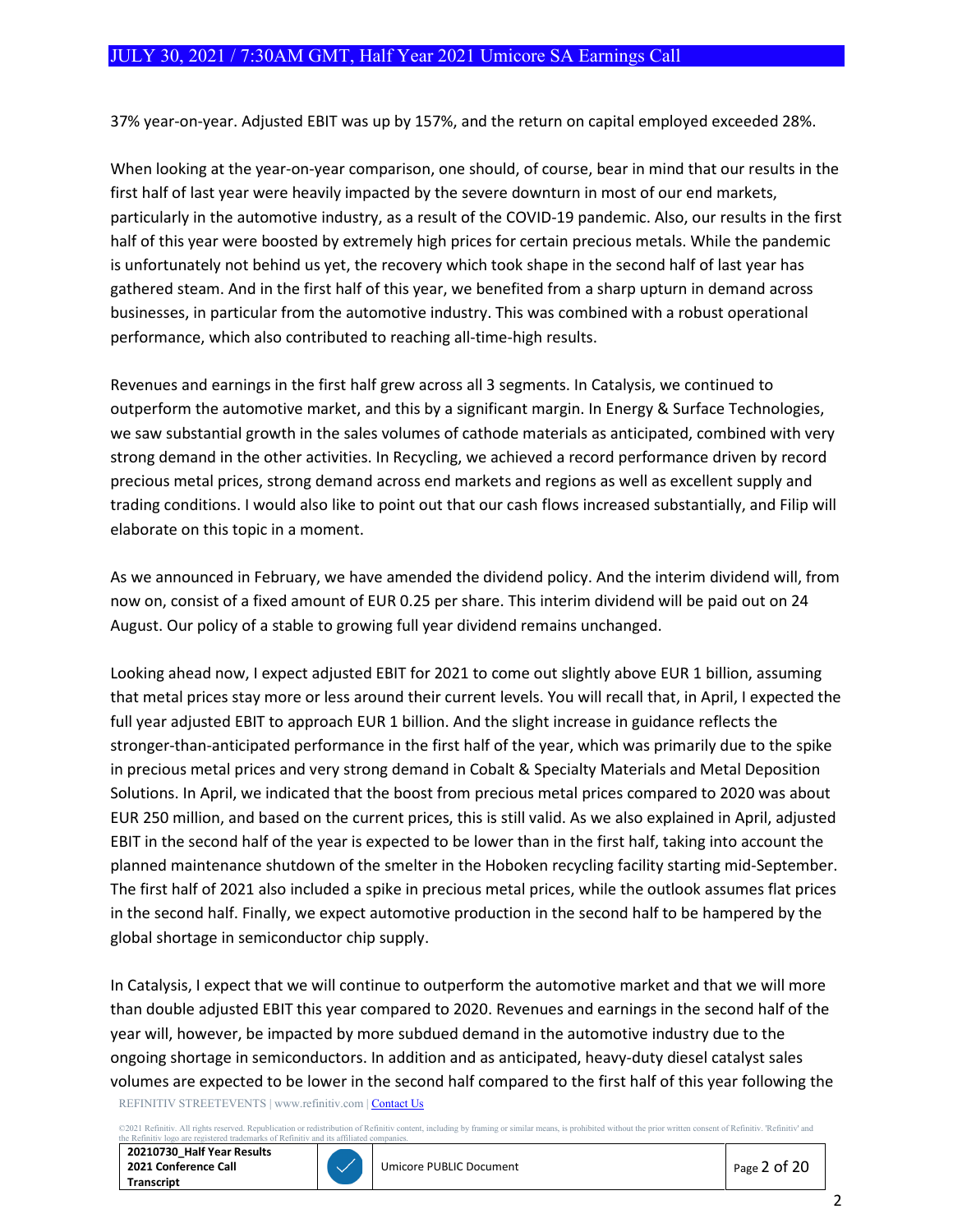37% year-on-year. Adjusted EBIT was up by 157%, and the return on capital employed exceeded 28%.

When looking at the year-on-year comparison, one should, of course, bear in mind that our results in the first half of last year were heavily impacted by the severe downturn in most of our end markets, particularly in the automotive industry, as a result of the COVID-19 pandemic. Also, our results in the first half of this year were boosted by extremely high prices for certain precious metals. While the pandemic is unfortunately not behind us yet, the recovery which took shape in the second half of last year has gathered steam. And in the first half of this year, we benefited from a sharp upturn in demand across businesses, in particular from the automotive industry. This was combined with a robust operational performance, which also contributed to reaching all-time-high results.

Revenues and earnings in the first half grew across all 3 segments. In Catalysis, we continued to outperform the automotive market, and this by a significant margin. In Energy & Surface Technologies, we saw substantial growth in the sales volumes of cathode materials as anticipated, combined with very strong demand in the other activities. In Recycling, we achieved a record performance driven by record precious metal prices, strong demand across end markets and regions as well as excellent supply and trading conditions. I would also like to point out that our cash flows increased substantially, and Filip will elaborate on this topic in a moment.

As we announced in February, we have amended the dividend policy. And the interim dividend will, from now on, consist of a fixed amount of EUR 0.25 per share. This interim dividend will be paid out on 24 August. Our policy of a stable to growing full year dividend remains unchanged.

Looking ahead now, I expect adjusted EBIT for 2021 to come out slightly above EUR 1 billion, assuming that metal prices stay more or less around their current levels. You will recall that, in April, I expected the full year adjusted EBIT to approach EUR 1 billion. And the slight increase in guidance reflects the stronger-than-anticipated performance in the first half of the year, which was primarily due to the spike in precious metal prices and very strong demand in Cobalt & Specialty Materials and Metal Deposition Solutions. In April, we indicated that the boost from precious metal prices compared to 2020 was about EUR 250 million, and based on the current prices, this is still valid. As we also explained in April, adjusted EBIT in the second half of the year is expected to be lower than in the first half, taking into account the planned maintenance shutdown of the smelter in the Hoboken recycling facility starting mid-September. The first half of 2021 also included a spike in precious metal prices, while the outlook assumes flat prices in the second half. Finally, we expect automotive production in the second half to be hampered by the global shortage in semiconductor chip supply.

In Catalysis, I expect that we will continue to outperform the automotive market and that we will more than double adjusted EBIT this year compared to 2020. Revenues and earnings in the second half of the year will, however, be impacted by more subdued demand in the automotive industry due to the ongoing shortage in semiconductors. In addition and as anticipated, heavy-duty diesel catalyst sales volumes are expected to be lower in the second half compared to the first half of this year following the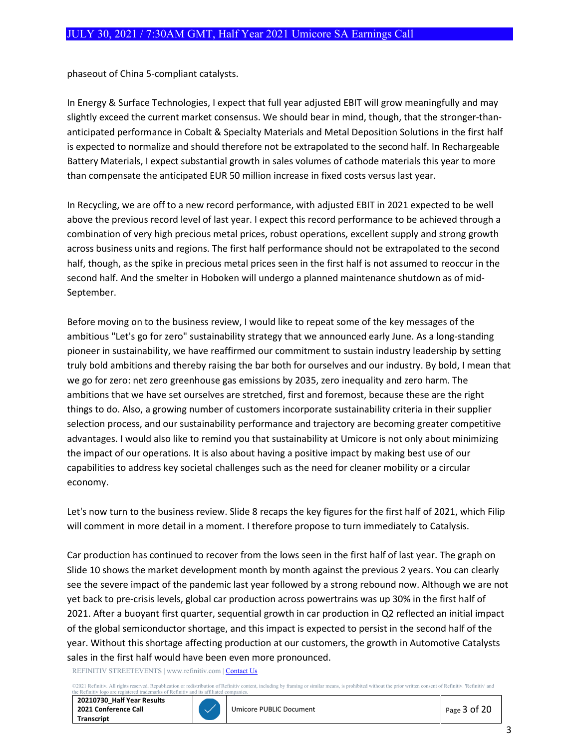phaseout of China 5-compliant catalysts.

In Energy & Surface Technologies, I expect that full year adjusted EBIT will grow meaningfully and may slightly exceed the current market consensus. We should bear in mind, though, that the stronger-than-anticipated performance in Cobalt & Specialty Materials and Metal Deposition Solutions in the first half is expected to normalize and should therefore not be extrapolated to the second half. In Rechargeable Battery Materials, I expect substantial growth in sales volumes of cathode materials this year to more than compensate the anticipated EUR 50 million increase in fixed costs versus last year.

In Recycling, we are off to a new record performance, with adjusted EBIT in 2021 expected to be well above the previous record level of last year. I expect this record performance to be achieved through a combination of very high precious metal prices, robust operations, excellent supply and strong growth across business units and regions. The first half performance should not be extrapolated to the second half, though, as the spike in precious metal prices seen in the first half is not assumed to reoccur in the second half. And the smelter in Hoboken will undergo a planned maintenance shutdown as of mid-September.

Before moving on to the business review, I would like to repeat some of the key messages of the ambitious "Let's go for zero" sustainability strategy that we announced early June. As a long-standing pioneer in sustainability, we have reaffirmed our commitment to sustain industry leadership by setting truly bold ambitions and thereby raising the bar both for ourselves and our industry. By bold, I mean that we go for zero: net zero greenhouse gas emissions by 2035, zero inequality and zero harm. The ambitions that we have set ourselves are stretched, first and foremost, because these are the right things to do. Also, a growing number of customers incorporate sustainability criteria in their supplier selection process, and our sustainability performance and trajectory are becoming greater competitive advantages. I would also like to remind you that sustainability at Umicore is not only about minimizing the impact of our operations. It is also about having a positive impact by making best use of our capabilities to address key societal challenges such as the need for cleaner mobility or a circular economy.

Let's now turn to the business review. Slide 8 recaps the key figures for the first half of 2021, which Filip will comment in more detail in a moment. I therefore propose to turn immediately to Catalysis.

Car production has continued to recover from the lows seen in the first half of last year. The graph on Slide 10 shows the market development month by month against the previous 2 years. You can clearly see the severe impact of the pandemic last year followed by a strong rebound now. Although we are not yet back to pre-crisis levels, global car production across powertrains was up 30% in the first half of 2021. After a buoyant first quarter, sequential growth in car production in Q2 reflected an initial impact of the global semiconductor shortage, and this impact is expected to persist in the second half of the year. Without this shortage affecting production at our customers, the growth in Automotive Catalysts sales in the first half would have been even more pronounced.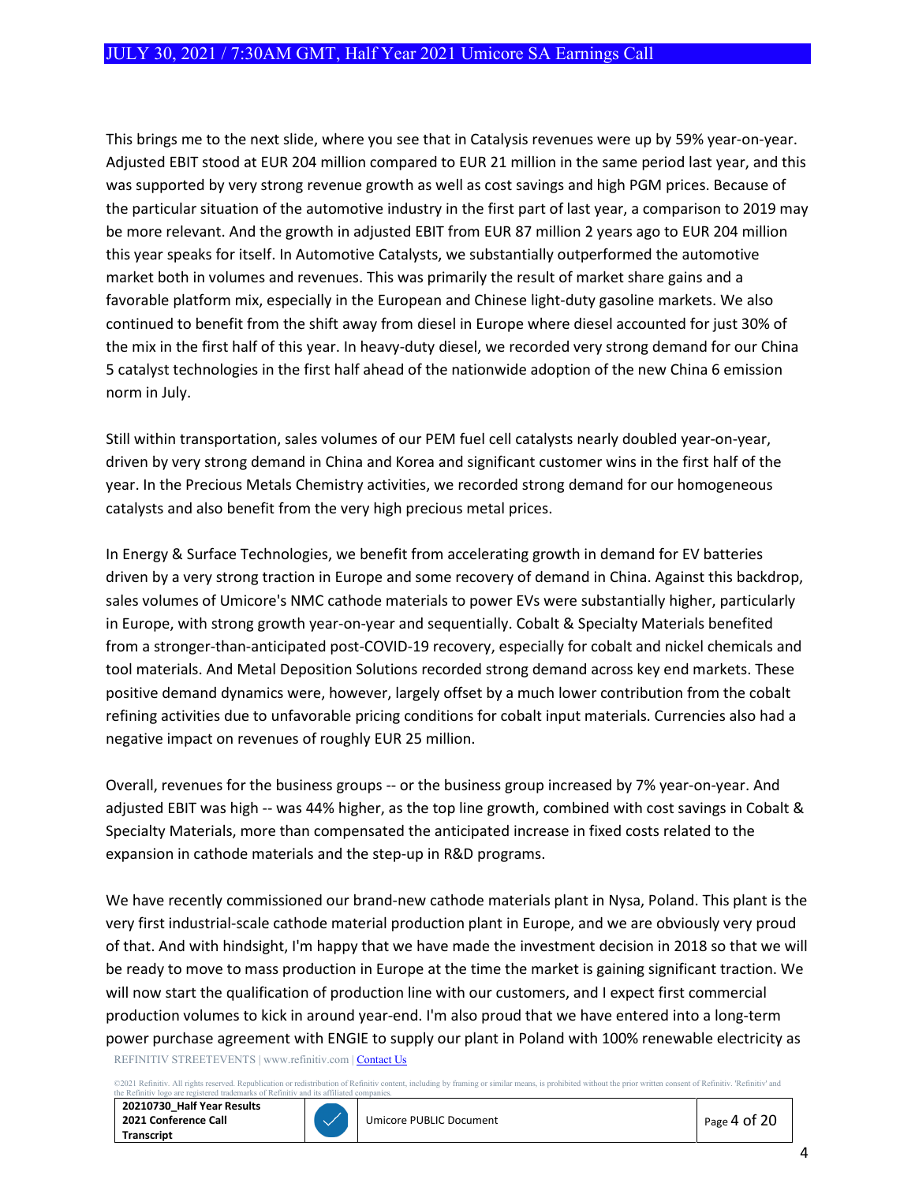This brings me to the next slide, where you see that in Catalysis revenues were up by 59% year-on-year. Adjusted EBIT stood at EUR 204 million compared to EUR 21 million in the same period last year, and this was supported by very strong revenue growth as well as cost savings and high PGM prices. Because of the particular situation of the automotive industry in the first part of last year, a comparison to 2019 may be more relevant. And the growth in adjusted EBIT from EUR 87 million 2 years ago to EUR 204 million this year speaks for itself. In Automotive Catalysts, we substantially outperformed the automotive market both in volumes and revenues. This was primarily the result of market share gains and a favorable platform mix, especially in the European and Chinese light-duty gasoline markets. We also continued to benefit from the shift away from diesel in Europe where diesel accounted for just 30% of the mix in the first half of this year. In heavy-duty diesel, we recorded very strong demand for our China 5 catalyst technologies in the first half ahead of the nationwide adoption of the new China 6 emission norm in July.

Still within transportation, sales volumes of our PEM fuel cell catalysts nearly doubled year-on-year, driven by very strong demand in China and Korea and significant customer wins in the first half of the year. In the Precious Metals Chemistry activities, we recorded strong demand for our homogeneous catalysts and also benefit from the very high precious metal prices.

In Energy & Surface Technologies, we benefit from accelerating growth in demand for EV batteries driven by a very strong traction in Europe and some recovery of demand in China. Against this backdrop, sales volumes of Umicore's NMC cathode materials to power EVs were substantially higher, particularly in Europe, with strong growth year-on-year and sequentially. Cobalt & Specialty Materials benefited from a stronger-than-anticipated post-COVID-19 recovery, especially for cobalt and nickel chemicals and tool materials. And Metal Deposition Solutions recorded strong demand across key end markets. These positive demand dynamics were, however, largely offset by a much lower contribution from the cobalt refining activities due to unfavorable pricing conditions for cobalt input materials. Currencies also had a negative impact on revenues of roughly EUR 25 million.

Overall, revenues for the business groups -- or the business group increased by 7% year-on-year. And adjusted EBIT was high -- was 44% higher, as the top line growth, combined with cost savings in Cobalt & Specialty Materials, more than compensated the anticipated increase in fixed costs related to the expansion in cathode materials and the step-up in R&D programs.

We have recently commissioned our brand-new cathode materials plant in Nysa, Poland. This plant is the very first industrial-scale cathode material production plant in Europe, and we are obviously very proud of that. And with hindsight, I'm happy that we have made the investment decision in 2018 so that we will be ready to move to mass production in Europe at the time the market is gaining significant traction. We will now start the qualification of production line with our customers, and I expect first commercial production volumes to kick in around year-end. I'm also proud that we have entered into a long-term power purchase agreement with ENGIE to supply our plant in Poland with 100% renewable electricity as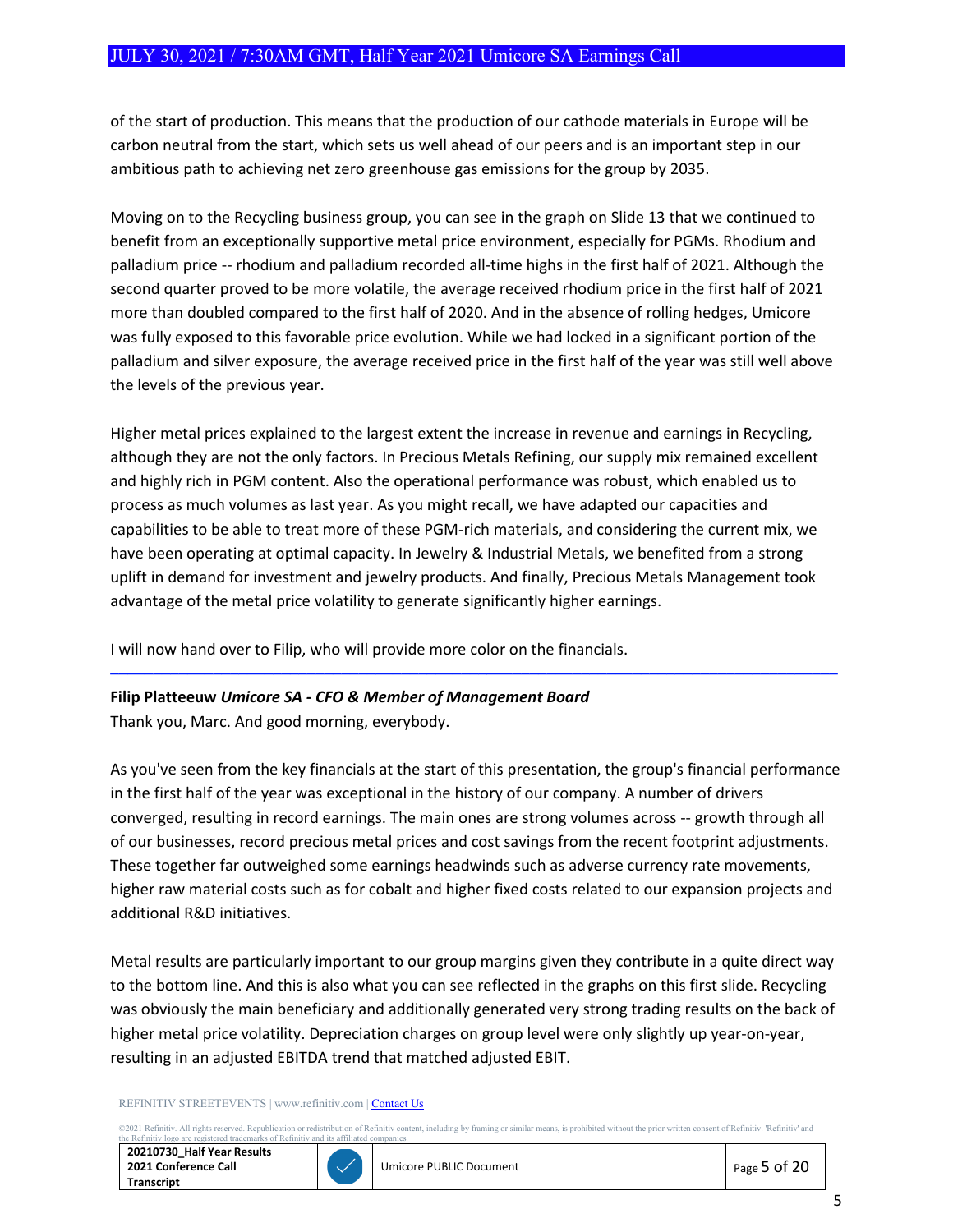of the start of production. This means that the production of our cathode materials in Europe will be carbon neutral from the start, which sets us well ahead of our peers and is an important step in our ambitious path to achieving net zero greenhouse gas emissions for the group by 2035.

Moving on to the Recycling business group, you can see in the graph on Slide 13 that we continued to benefit from an exceptionally supportive metal price environment, especially for PGMs. Rhodium and palladium price -- rhodium and palladium recorded all-time highs in the first half of 2021. Although the second quarter proved to be more volatile, the average received rhodium price in the first half of 2021 more than doubled compared to the first half of 2020. And in the absence of rolling hedges, Umicore was fully exposed to this favorable price evolution. While we had locked in a significant portion of the palladium and silver exposure, the average received price in the first half of the year was still well above the levels of the previous year.

Higher metal prices explained to the largest extent the increase in revenue and earnings in Recycling, although they are not the only factors. In Precious Metals Refining, our supply mix remained excellent and highly rich in PGM content. Also the operational performance was robust, which enabled us to process as much volumes as last year. As you might recall, we have adapted our capacities and capabilities to be able to treat more of these PGM-rich materials, and considering the current mix, we have been operating at optimal capacity. In Jewelry & Industrial Metals, we benefited from a strong uplift in demand for investment and jewelry products. And finally, Precious Metals Management took advantage of the metal price volatility to generate significantly higher earnings.

I will now hand over to Filip, who will provide more color on the financials.

---

**Filip Platteeuw** ***Umicore SA - CFO & Member of Management Board***

Thank you, Marc. And good morning, everybody.

As you've seen from the key financials at the start of this presentation, the group's financial performance in the first half of the year was exceptional in the history of our company. A number of drivers converged, resulting in record earnings. The main ones are strong volumes across -- growth through all of our businesses, record precious metal prices and cost savings from the recent footprint adjustments. These together far outweighed some earnings headwinds such as adverse currency rate movements, higher raw material costs such as for cobalt and higher fixed costs related to our expansion projects and additional R&D initiatives.

Metal results are particularly important to our group margins given they contribute in a quite direct way to the bottom line. And this is also what you can see reflected in the graphs on this first slide. Recycling was obviously the main beneficiary and additionally generated very strong trading results on the back of higher metal price volatility. Depreciation charges on group level were only slightly up year-on-year, resulting in an adjusted EBITDA trend that matched adjusted EBIT.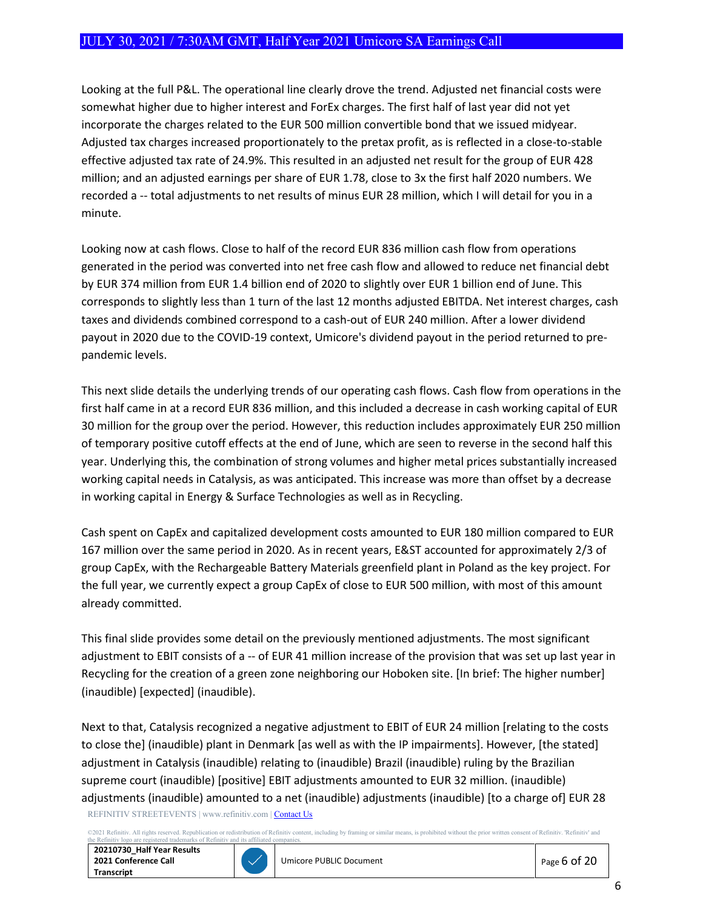Looking at the full P&L. The operational line clearly drove the trend. Adjusted net financial costs were somewhat higher due to higher interest and ForEx charges. The first half of last year did not yet incorporate the charges related to the EUR 500 million convertible bond that we issued midyear. Adjusted tax charges increased proportionately to the pretax profit, as is reflected in a close-to-stable effective adjusted tax rate of 24.9%. This resulted in an adjusted net result for the group of EUR 428 million; and an adjusted earnings per share of EUR 1.78, close to 3x the first half 2020 numbers. We recorded a -- total adjustments to net results of minus EUR 28 million, which I will detail for you in a minute.

Looking now at cash flows. Close to half of the record EUR 836 million cash flow from operations generated in the period was converted into net free cash flow and allowed to reduce net financial debt by EUR 374 million from EUR 1.4 billion end of 2020 to slightly over EUR 1 billion end of June. This corresponds to slightly less than 1 turn of the last 12 months adjusted EBITDA. Net interest charges, cash taxes and dividends combined correspond to a cash-out of EUR 240 million. After a lower dividend payout in 2020 due to the COVID-19 context, Umicore's dividend payout in the period returned to pre-pandemic levels.

This next slide details the underlying trends of our operating cash flows. Cash flow from operations in the first half came in at a record EUR 836 million, and this included a decrease in cash working capital of EUR 30 million for the group over the period. However, this reduction includes approximately EUR 250 million of temporary positive cutoff effects at the end of June, which are seen to reverse in the second half this year. Underlying this, the combination of strong volumes and higher metal prices substantially increased working capital needs in Catalysis, as was anticipated. This increase was more than offset by a decrease in working capital in Energy & Surface Technologies as well as in Recycling.

Cash spent on CapEx and capitalized development costs amounted to EUR 180 million compared to EUR 167 million over the same period in 2020. As in recent years, E&ST accounted for approximately 2/3 of group CapEx, with the Rechargeable Battery Materials greenfield plant in Poland as the key project. For the full year, we currently expect a group CapEx of close to EUR 500 million, with most of this amount already committed.

This final slide provides some detail on the previously mentioned adjustments. The most significant adjustment to EBIT consists of a -- of EUR 41 million increase of the provision that was set up last year in Recycling for the creation of a green zone neighboring our Hoboken site. [In brief: The higher number] (inaudible) [expected] (inaudible).

Next to that, Catalysis recognized a negative adjustment to EBIT of EUR 24 million [relating to the costs to close the] (inaudible) plant in Denmark [as well as with the IP impairments]. However, [the stated] adjustment in Catalysis (inaudible) relating to (inaudible) Brazil (inaudible) ruling by the Brazilian supreme court (inaudible) [positive] EBIT adjustments amounted to EUR 32 million. (inaudible) adjustments (inaudible) amounted to a net (inaudible) adjustments (inaudible) [to a charge of] EUR 28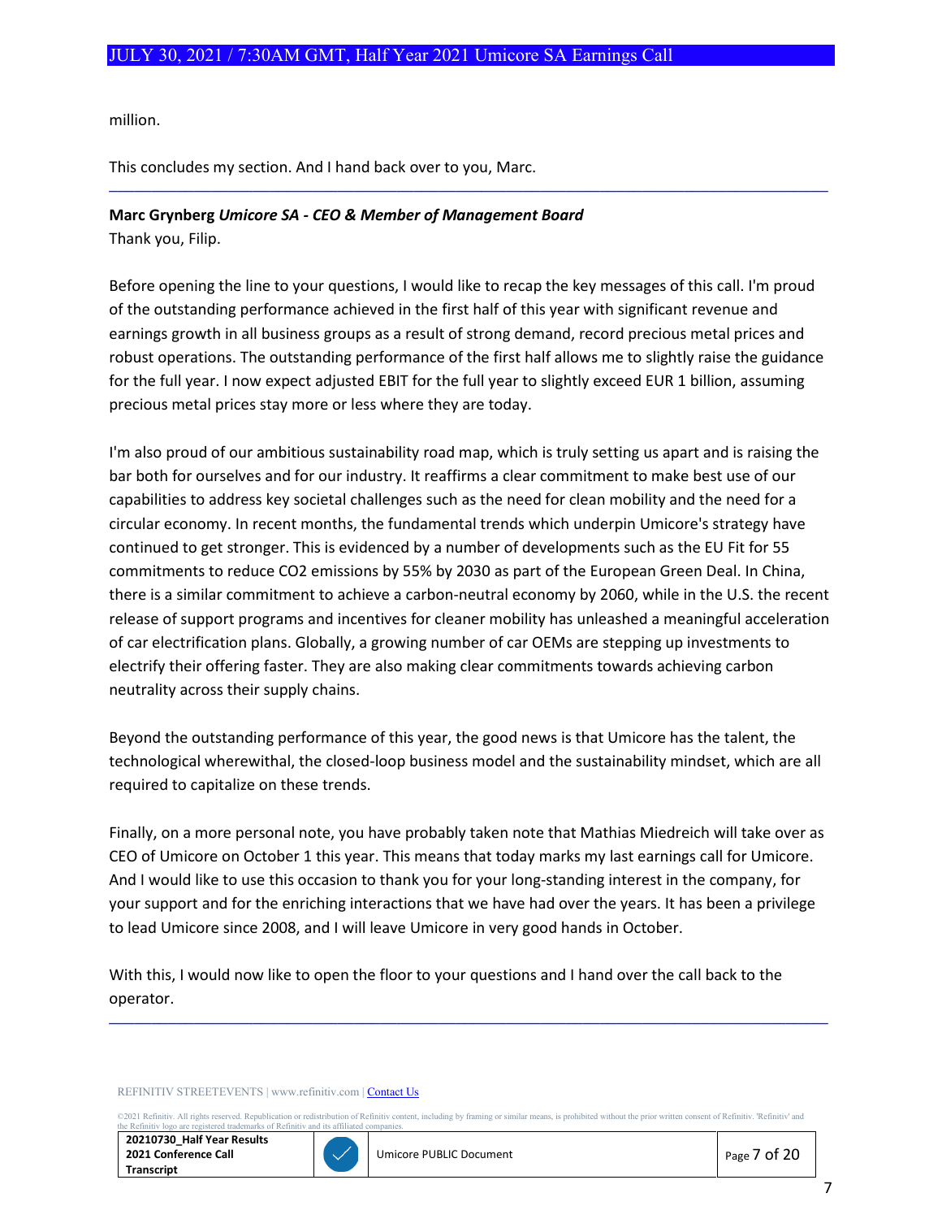million.

This concludes my section. And I hand back over to you, Marc.

---

**Marc Grynberg** ***Umicore SA - CEO & Member of Management Board***

Thank you, Filip.

Before opening the line to your questions, I would like to recap the key messages of this call. I'm proud of the outstanding performance achieved in the first half of this year with significant revenue and earnings growth in all business groups as a result of strong demand, record precious metal prices and robust operations. The outstanding performance of the first half allows me to slightly raise the guidance for the full year. I now expect adjusted EBIT for the full year to slightly exceed EUR 1 billion, assuming precious metal prices stay more or less where they are today.

I'm also proud of our ambitious sustainability road map, which is truly setting us apart and is raising the bar both for ourselves and for our industry. It reaffirms a clear commitment to make best use of our capabilities to address key societal challenges such as the need for clean mobility and the need for a circular economy. In recent months, the fundamental trends which underpin Umicore's strategy have continued to get stronger. This is evidenced by a number of developments such as the EU Fit for 55 commitments to reduce CO2 emissions by 55% by 2030 as part of the European Green Deal. In China, there is a similar commitment to achieve a carbon-neutral economy by 2060, while in the U.S. the recent release of support programs and incentives for cleaner mobility has unleashed a meaningful acceleration of car electrification plans. Globally, a growing number of car OEMs are stepping up investments to electrify their offering faster. They are also making clear commitments towards achieving carbon neutrality across their supply chains.

Beyond the outstanding performance of this year, the good news is that Umicore has the talent, the technological wherewithal, the closed-loop business model and the sustainability mindset, which are all required to capitalize on these trends.

Finally, on a more personal note, you have probably taken note that Mathias Miedreich will take over as CEO of Umicore on October 1 this year. This means that today marks my last earnings call for Umicore. And I would like to use this occasion to thank you for your long-standing interest in the company, for your support and for the enriching interactions that we have had over the years. It has been a privilege to lead Umicore since 2008, and I will leave Umicore in very good hands in October.

With this, I would now like to open the floor to your questions and I hand over the call back to the operator.

---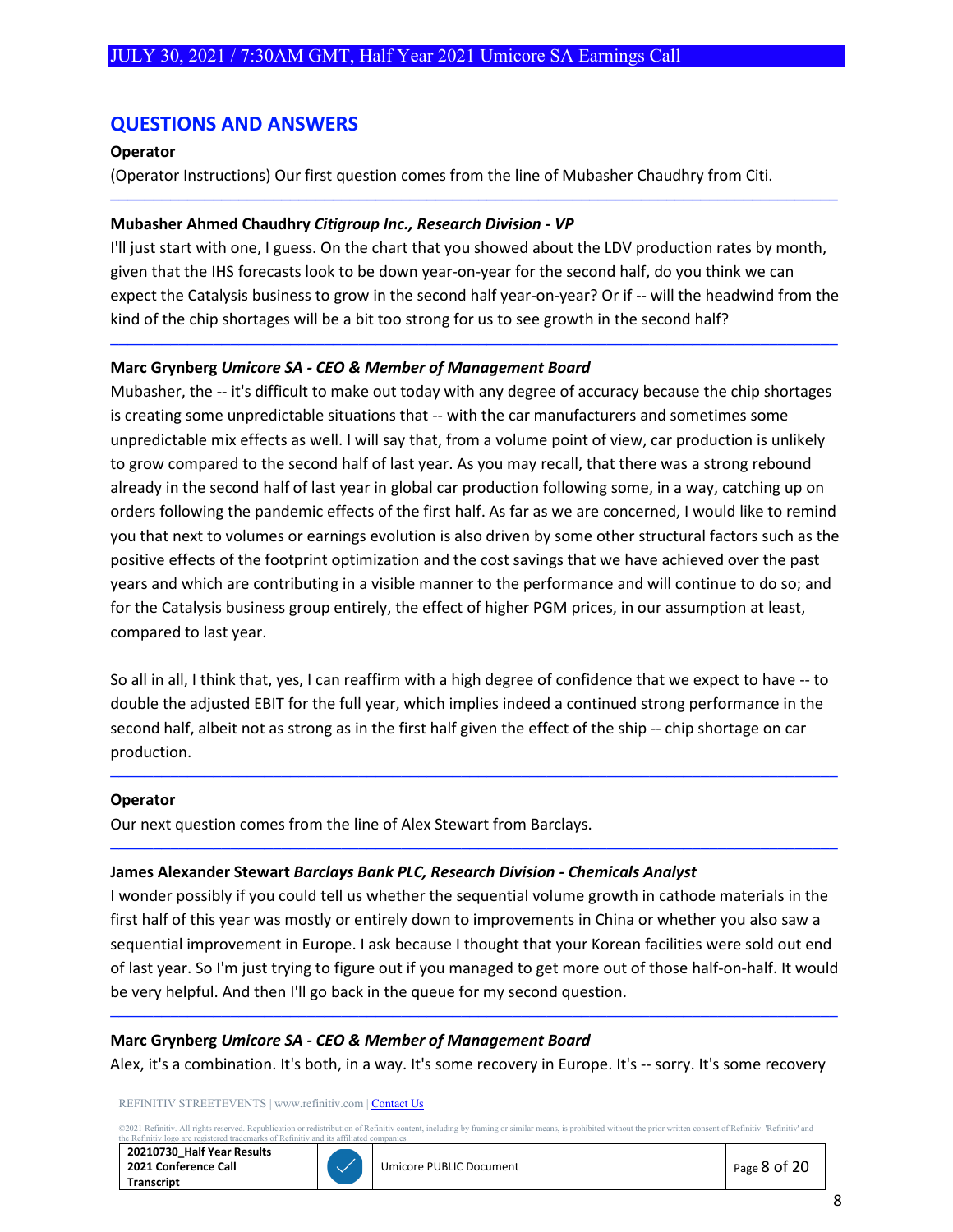## QUESTIONS AND ANSWERS

**Operator**

(Operator Instructions) Our first question comes from the line of Mubasher Chaudhry from Citi.

---

**Mubasher Ahmed Chaudhry** *Citigroup Inc., Research Division - VP*

I'll just start with one, I guess. On the chart that you showed about the LDV production rates by month, given that the IHS forecasts look to be down year-on-year for the second half, do you think we can expect the Catalysis business to grow in the second half year-on-year? Or if -- will the headwind from the kind of the chip shortages will be a bit too strong for us to see growth in the second half?

---

**Marc Grynberg** *Umicore SA - CEO & Member of Management Board*

Mubasher, the -- it's difficult to make out today with any degree of accuracy because the chip shortages is creating some unpredictable situations that -- with the car manufacturers and sometimes some unpredictable mix effects as well. I will say that, from a volume point of view, car production is unlikely to grow compared to the second half of last year. As you may recall, that there was a strong rebound already in the second half of last year in global car production following some, in a way, catching up on orders following the pandemic effects of the first half. As far as we are concerned, I would like to remind you that next to volumes or earnings evolution is also driven by some other structural factors such as the positive effects of the footprint optimization and the cost savings that we have achieved over the past years and which are contributing in a visible manner to the performance and will continue to do so; and for the Catalysis business group entirely, the effect of higher PGM prices, in our assumption at least, compared to last year.

So all in all, I think that, yes, I can reaffirm with a high degree of confidence that we expect to have -- to double the adjusted EBIT for the full year, which implies indeed a continued strong performance in the second half, albeit not as strong as in the first half given the effect of the ship -- chip shortage on car production.

---

**Operator**

Our next question comes from the line of Alex Stewart from Barclays.

---

**James Alexander Stewart** *Barclays Bank PLC, Research Division - Chemicals Analyst*

I wonder possibly if you could tell us whether the sequential volume growth in cathode materials in the first half of this year was mostly or entirely down to improvements in China or whether you also saw a sequential improvement in Europe. I ask because I thought that your Korean facilities were sold out end of last year. So I'm just trying to figure out if you managed to get more out of those half-on-half. It would be very helpful. And then I'll go back in the queue for my second question.

---

**Marc Grynberg** *Umicore SA - CEO & Member of Management Board*

Alex, it's a combination. It's both, in a way. It's some recovery in Europe. It's -- sorry. It's some recovery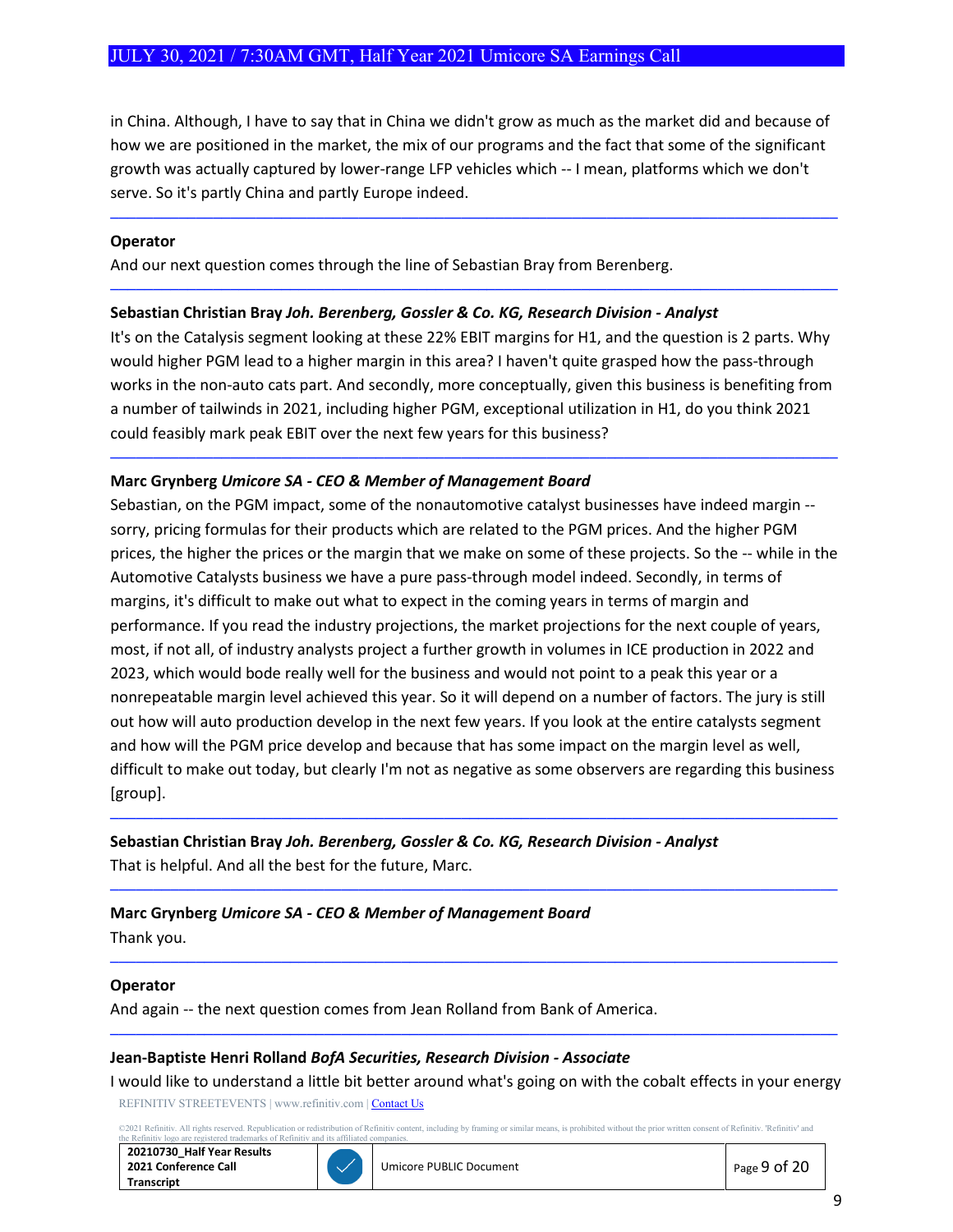in China. Although, I have to say that in China we didn't grow as much as the market did and because of how we are positioned in the market, the mix of our programs and the fact that some of the significant growth was actually captured by lower-range LFP vehicles which -- I mean, platforms which we don't serve. So it's partly China and partly Europe indeed.

---

**Operator**

And our next question comes through the line of Sebastian Bray from Berenberg.

---

**Sebastian Christian Bray** *Joh. Berenberg, Gossler & Co. KG, Research Division - Analyst*

It's on the Catalysis segment looking at these 22% EBIT margins for H1, and the question is 2 parts. Why would higher PGM lead to a higher margin in this area? I haven't quite grasped how the pass-through works in the non-auto cats part. And secondly, more conceptually, given this business is benefiting from a number of tailwinds in 2021, including higher PGM, exceptional utilization in H1, do you think 2021 could feasibly mark peak EBIT over the next few years for this business?

---

**Marc Grynberg** *Umicore SA - CEO & Member of Management Board*

Sebastian, on the PGM impact, some of the nonautomotive catalyst businesses have indeed margin -- sorry, pricing formulas for their products which are related to the PGM prices. And the higher PGM prices, the higher the prices or the margin that we make on some of these projects. So the -- while in the Automotive Catalysts business we have a pure pass-through model indeed. Secondly, in terms of margins, it's difficult to make out what to expect in the coming years in terms of margin and performance. If you read the industry projections, the market projections for the next couple of years, most, if not all, of industry analysts project a further growth in volumes in ICE production in 2022 and 2023, which would bode really well for the business and would not point to a peak this year or a nonrepeatable margin level achieved this year. So it will depend on a number of factors. The jury is still out how will auto production develop in the next few years. If you look at the entire catalysts segment and how will the PGM price develop and because that has some impact on the margin level as well, difficult to make out today, but clearly I'm not as negative as some observers are regarding this business [group].

---

**Sebastian Christian Bray** *Joh. Berenberg, Gossler & Co. KG, Research Division - Analyst*

That is helpful. And all the best for the future, Marc.

---

**Marc Grynberg** *Umicore SA - CEO & Member of Management Board*

Thank you.

---

**Operator**

And again -- the next question comes from Jean Rolland from Bank of America.

---

**Jean-Baptiste Henri Rolland** *BofA Securities, Research Division - Associate*

I would like to understand a little bit better around what's going on with the cobalt effects in your energy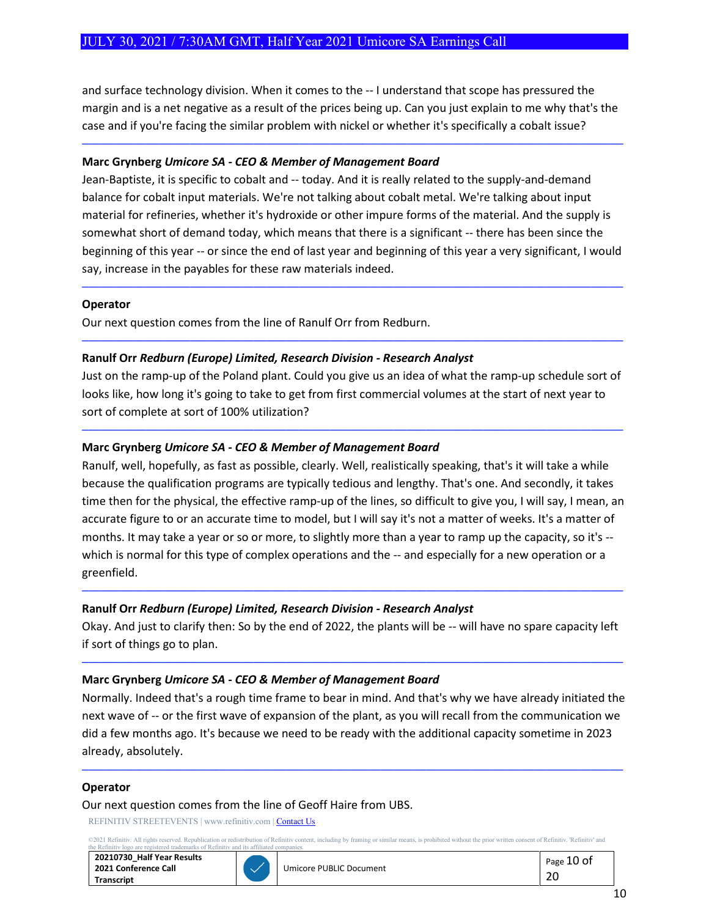and surface technology division. When it comes to the -- I understand that scope has pressured the margin and is a net negative as a result of the prices being up. Can you just explain to me why that's the case and if you're facing the similar problem with nickel or whether it's specifically a cobalt issue?

---

**Marc Grynberg** ***Umicore SA - CEO & Member of Management Board***

Jean-Baptiste, it is specific to cobalt and -- today. And it is really related to the supply-and-demand balance for cobalt input materials. We're not talking about cobalt metal. We're talking about input material for refineries, whether it's hydroxide or other impure forms of the material. And the supply is somewhat short of demand today, which means that there is a significant -- there has been since the beginning of this year -- or since the end of last year and beginning of this year a very significant, I would say, increase in the payables for these raw materials indeed.

---

**Operator**

Our next question comes from the line of Ranulf Orr from Redburn.

---

**Ranulf Orr** ***Redburn (Europe) Limited, Research Division - Research Analyst***

Just on the ramp-up of the Poland plant. Could you give us an idea of what the ramp-up schedule sort of looks like, how long it's going to take to get from first commercial volumes at the start of next year to sort of complete at sort of 100% utilization?

---

**Marc Grynberg** ***Umicore SA - CEO & Member of Management Board***

Ranulf, well, hopefully, as fast as possible, clearly. Well, realistically speaking, that's it will take a while because the qualification programs are typically tedious and lengthy. That's one. And secondly, it takes time then for the physical, the effective ramp-up of the lines, so difficult to give you, I will say, I mean, an accurate figure to or an accurate time to model, but I will say it's not a matter of weeks. It's a matter of months. It may take a year or so or more, to slightly more than a year to ramp up the capacity, so it's -- which is normal for this type of complex operations and the -- and especially for a new operation or a greenfield.

---

**Ranulf Orr** ***Redburn (Europe) Limited, Research Division - Research Analyst***

Okay. And just to clarify then: So by the end of 2022, the plants will be -- will have no spare capacity left if sort of things go to plan.

---

**Marc Grynberg** ***Umicore SA - CEO & Member of Management Board***

Normally. Indeed that's a rough time frame to bear in mind. And that's why we have already initiated the next wave of -- or the first wave of expansion of the plant, as you will recall from the communication we did a few months ago. It's because we need to be ready with the additional capacity sometime in 2023 already, absolutely.

---

**Operator**

Our next question comes from the line of Geoff Haire from UBS.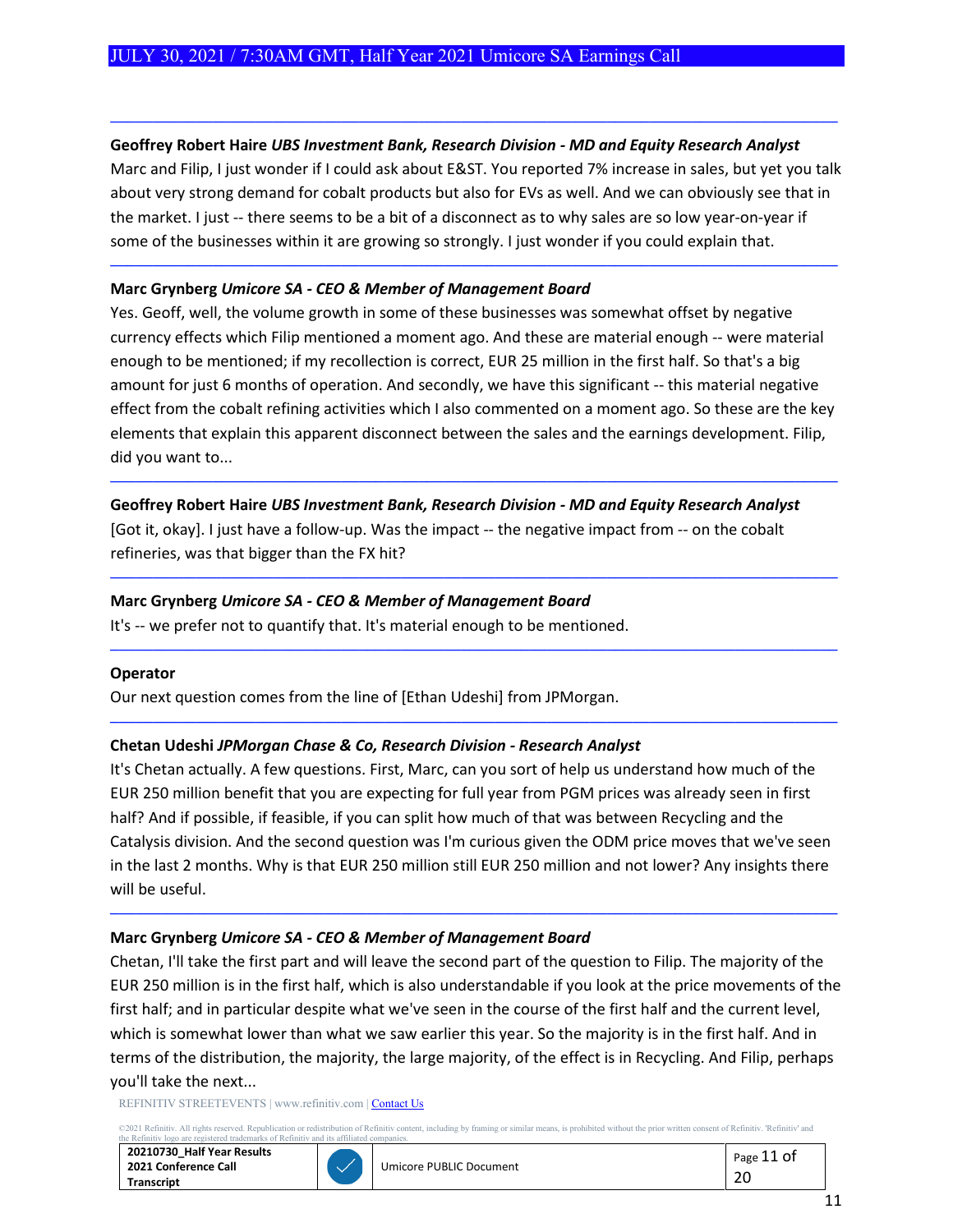**Geoffrey Robert Haire** *UBS Investment Bank, Research Division - MD and Equity Research Analyst*

Marc and Filip, I just wonder if I could ask about E&ST. You reported 7% increase in sales, but yet you talk about very strong demand for cobalt products but also for EVs as well. And we can obviously see that in the market. I just -- there seems to be a bit of a disconnect as to why sales are so low year-on-year if some of the businesses within it are growing so strongly. I just wonder if you could explain that.

---

**Marc Grynberg** *Umicore SA - CEO & Member of Management Board*

Yes. Geoff, well, the volume growth in some of these businesses was somewhat offset by negative currency effects which Filip mentioned a moment ago. And these are material enough -- were material enough to be mentioned; if my recollection is correct, EUR 25 million in the first half. So that's a big amount for just 6 months of operation. And secondly, we have this significant -- this material negative effect from the cobalt refining activities which I also commented on a moment ago. So these are the key elements that explain this apparent disconnect between the sales and the earnings development. Filip, did you want to...

---

**Geoffrey Robert Haire** *UBS Investment Bank, Research Division - MD and Equity Research Analyst*

[Got it, okay]. I just have a follow-up. Was the impact -- the negative impact from -- on the cobalt refineries, was that bigger than the FX hit?

---

**Marc Grynberg** *Umicore SA - CEO & Member of Management Board*

It's -- we prefer not to quantify that. It's material enough to be mentioned.

---

**Operator**

Our next question comes from the line of [Ethan Udeshi] from JPMorgan.

---

**Chetan Udeshi** *JPMorgan Chase & Co, Research Division - Research Analyst*

It's Chetan actually. A few questions. First, Marc, can you sort of help us understand how much of the EUR 250 million benefit that you are expecting for full year from PGM prices was already seen in first half? And if possible, if feasible, if you can split how much of that was between Recycling and the Catalysis division. And the second question was I'm curious given the ODM price moves that we've seen in the last 2 months. Why is that EUR 250 million still EUR 250 million and not lower? Any insights there will be useful.

---

**Marc Grynberg** *Umicore SA - CEO & Member of Management Board*

Chetan, I'll take the first part and will leave the second part of the question to Filip. The majority of the EUR 250 million is in the first half, which is also understandable if you look at the price movements of the first half; and in particular despite what we've seen in the course of the first half and the current level, which is somewhat lower than what we saw earlier this year. So the majority is in the first half. And in terms of the distribution, the majority, the large majority, of the effect is in Recycling. And Filip, perhaps you'll take the next...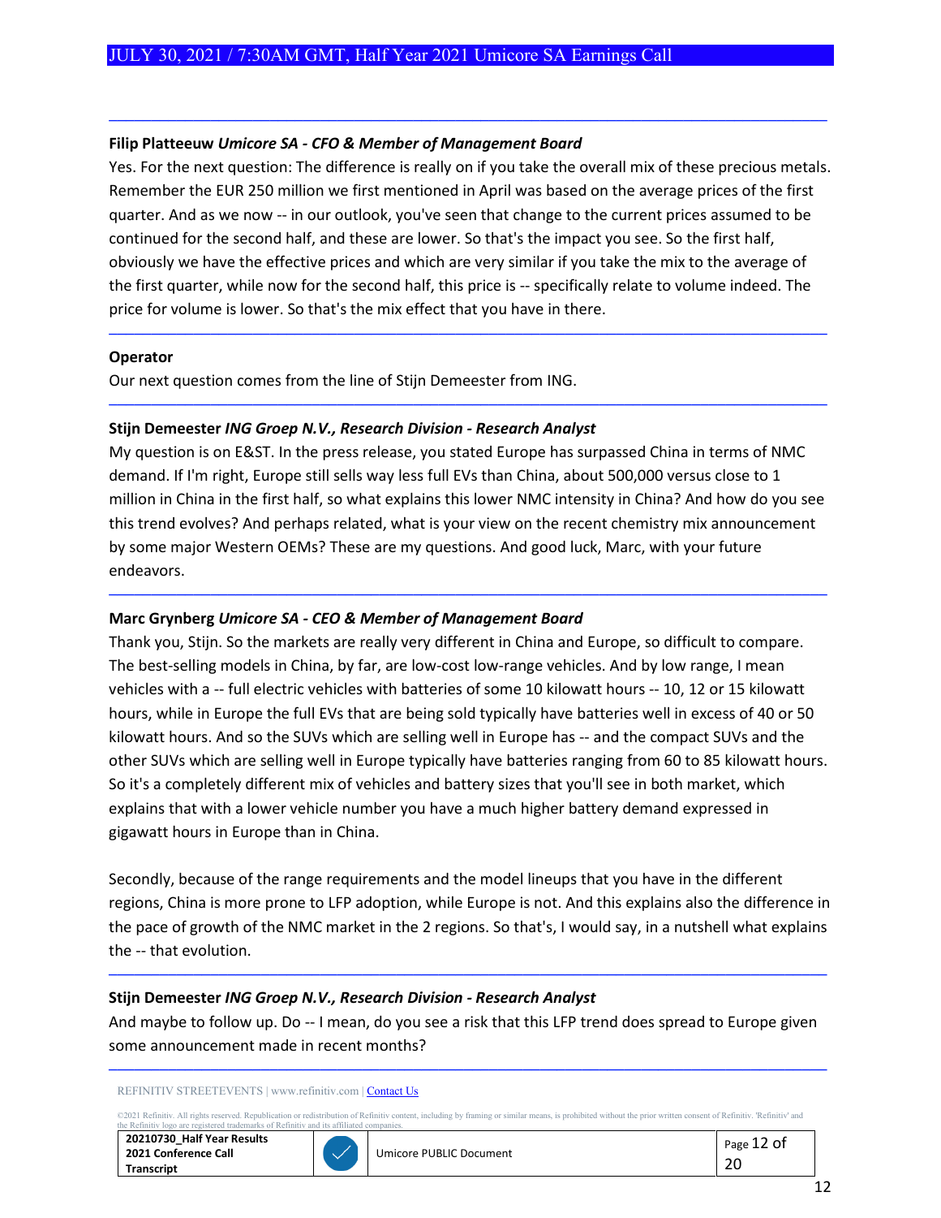**Filip Platteeuw** ***Umicore SA - CFO & Member of Management Board***

Yes. For the next question: The difference is really on if you take the overall mix of these precious metals. Remember the EUR 250 million we first mentioned in April was based on the average prices of the first quarter. And as we now -- in our outlook, you've seen that change to the current prices assumed to be continued for the second half, and these are lower. So that's the impact you see. So the first half, obviously we have the effective prices and which are very similar if you take the mix to the average of the first quarter, while now for the second half, this price is -- specifically relate to volume indeed. The price for volume is lower. So that's the mix effect that you have in there.

---

**Operator**

Our next question comes from the line of Stijn Demeester from ING.

---

**Stijn Demeester** ***ING Groep N.V., Research Division - Research Analyst***

My question is on E&ST. In the press release, you stated Europe has surpassed China in terms of NMC demand. If I'm right, Europe still sells way less full EVs than China, about 500,000 versus close to 1 million in China in the first half, so what explains this lower NMC intensity in China? And how do you see this trend evolves? And perhaps related, what is your view on the recent chemistry mix announcement by some major Western OEMs? These are my questions. And good luck, Marc, with your future endeavors.

---

**Marc Grynberg** ***Umicore SA - CEO & Member of Management Board***

Thank you, Stijn. So the markets are really very different in China and Europe, so difficult to compare. The best-selling models in China, by far, are low-cost low-range vehicles. And by low range, I mean vehicles with a -- full electric vehicles with batteries of some 10 kilowatt hours -- 10, 12 or 15 kilowatt hours, while in Europe the full EVs that are being sold typically have batteries well in excess of 40 or 50 kilowatt hours. And so the SUVs which are selling well in Europe has -- and the compact SUVs and the other SUVs which are selling well in Europe typically have batteries ranging from 60 to 85 kilowatt hours. So it's a completely different mix of vehicles and battery sizes that you'll see in both market, which explains that with a lower vehicle number you have a much higher battery demand expressed in gigawatt hours in Europe than in China.

Secondly, because of the range requirements and the model lineups that you have in the different regions, China is more prone to LFP adoption, while Europe is not. And this explains also the difference in the pace of growth of the NMC market in the 2 regions. So that's, I would say, in a nutshell what explains the -- that evolution.

---

**Stijn Demeester** ***ING Groep N.V., Research Division - Research Analyst***

And maybe to follow up. Do -- I mean, do you see a risk that this LFP trend does spread to Europe given some announcement made in recent months?

---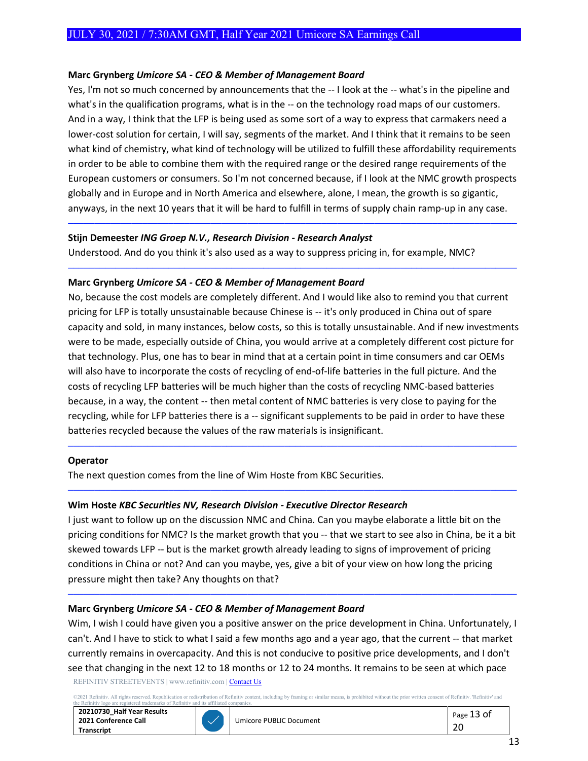**Marc Grynberg** *Umicore SA - CEO & Member of Management Board*

Yes, I'm not so much concerned by announcements that the -- I look at the -- what's in the pipeline and what's in the qualification programs, what is in the -- on the technology road maps of our customers. And in a way, I think that the LFP is being used as some sort of a way to express that carmakers need a lower-cost solution for certain, I will say, segments of the market. And I think that it remains to be seen what kind of chemistry, what kind of technology will be utilized to fulfill these affordability requirements in order to be able to combine them with the required range or the desired range requirements of the European customers or consumers. So I'm not concerned because, if I look at the NMC growth prospects globally and in Europe and in North America and elsewhere, alone, I mean, the growth is so gigantic, anyways, in the next 10 years that it will be hard to fulfill in terms of supply chain ramp-up in any case.

---

**Stijn Demeester** *ING Groep N.V., Research Division - Research Analyst*

Understood. And do you think it's also used as a way to suppress pricing in, for example, NMC?

---

**Marc Grynberg** *Umicore SA - CEO & Member of Management Board*

No, because the cost models are completely different. And I would like also to remind you that current pricing for LFP is totally unsustainable because Chinese is -- it's only produced in China out of spare capacity and sold, in many instances, below costs, so this is totally unsustainable. And if new investments were to be made, especially outside of China, you would arrive at a completely different cost picture for that technology. Plus, one has to bear in mind that at a certain point in time consumers and car OEMs will also have to incorporate the costs of recycling of end-of-life batteries in the full picture. And the costs of recycling LFP batteries will be much higher than the costs of recycling NMC-based batteries because, in a way, the content -- then metal content of NMC batteries is very close to paying for the recycling, while for LFP batteries there is a -- significant supplements to be paid in order to have these batteries recycled because the values of the raw materials is insignificant.

---

**Operator**

The next question comes from the line of Wim Hoste from KBC Securities.

---

**Wim Hoste** *KBC Securities NV, Research Division - Executive Director Research*

I just want to follow up on the discussion NMC and China. Can you maybe elaborate a little bit on the pricing conditions for NMC? Is the market growth that you -- that we start to see also in China, be it a bit skewed towards LFP -- but is the market growth already leading to signs of improvement of pricing conditions in China or not? And can you maybe, yes, give a bit of your view on how long the pricing pressure might then take? Any thoughts on that?

---

**Marc Grynberg** *Umicore SA - CEO & Member of Management Board*

Wim, I wish I could have given you a positive answer on the price development in China. Unfortunately, I can't. And I have to stick to what I said a few months ago and a year ago, that the current -- that market currently remains in overcapacity. And this is not conducive to positive price developments, and I don't see that changing in the next 12 to 18 months or 12 to 24 months. It remains to be seen at which pace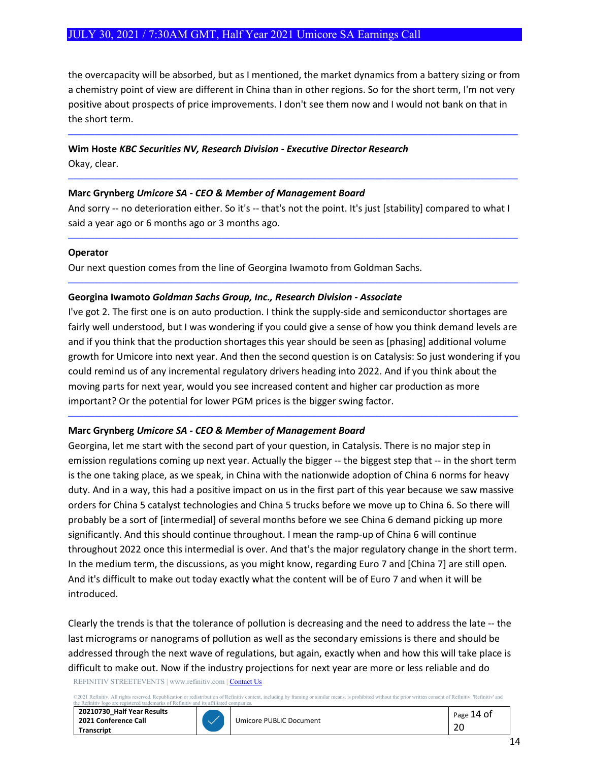the overcapacity will be absorbed, but as I mentioned, the market dynamics from a battery sizing or from a chemistry point of view are different in China than in other regions. So for the short term, I'm not very positive about prospects of price improvements. I don't see them now and I would not bank on that in the short term.

---

**Wim Hoste** ***KBC Securities NV, Research Division - Executive Director Research***
Okay, clear.

---

**Marc Grynberg** ***Umicore SA - CEO & Member of Management Board***
And sorry -- no deterioration either. So it's -- that's not the point. It's just [stability] compared to what I said a year ago or 6 months ago or 3 months ago.

---

**Operator**
Our next question comes from the line of Georgina Iwamoto from Goldman Sachs.

---

**Georgina Iwamoto** ***Goldman Sachs Group, Inc., Research Division - Associate***
I've got 2. The first one is on auto production. I think the supply-side and semiconductor shortages are fairly well understood, but I was wondering if you could give a sense of how you think demand levels are and if you think that the production shortages this year should be seen as [phasing] additional volume growth for Umicore into next year. And then the second question is on Catalysis: So just wondering if you could remind us of any incremental regulatory drivers heading into 2022. And if you think about the moving parts for next year, would you see increased content and higher car production as more important? Or the potential for lower PGM prices is the bigger swing factor.

---

**Marc Grynberg** ***Umicore SA - CEO & Member of Management Board***
Georgina, let me start with the second part of your question, in Catalysis. There is no major step in emission regulations coming up next year. Actually the bigger -- the biggest step that -- in the short term is the one taking place, as we speak, in China with the nationwide adoption of China 6 norms for heavy duty. And in a way, this had a positive impact on us in the first part of this year because we saw massive orders for China 5 catalyst technologies and China 5 trucks before we move up to China 6. So there will probably be a sort of [intermedial] of several months before we see China 6 demand picking up more significantly. And this should continue throughout. I mean the ramp-up of China 6 will continue throughout 2022 once this intermedial is over. And that's the major regulatory change in the short term. In the medium term, the discussions, as you might know, regarding Euro 7 and [China 7] are still open. And it's difficult to make out today exactly what the content will be of Euro 7 and when it will be introduced.

Clearly the trends is that the tolerance of pollution is decreasing and the need to address the late -- the last micrograms or nanograms of pollution as well as the secondary emissions is there and should be addressed through the next wave of regulations, but again, exactly when and how this will take place is difficult to make out. Now if the industry projections for next year are more or less reliable and do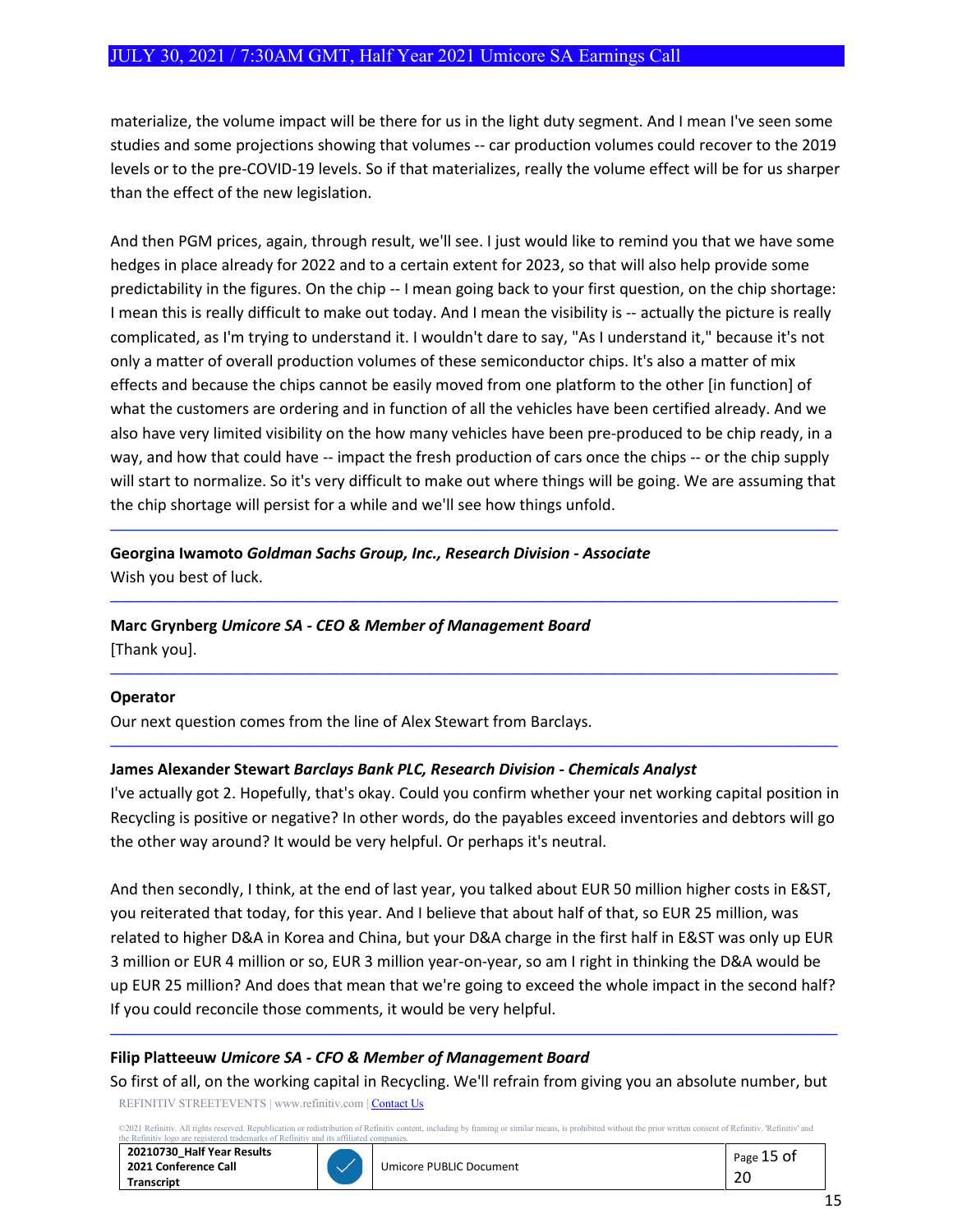materialize, the volume impact will be there for us in the light duty segment. And I mean I've seen some studies and some projections showing that volumes -- car production volumes could recover to the 2019 levels or to the pre-COVID-19 levels. So if that materializes, really the volume effect will be for us sharper than the effect of the new legislation.

And then PGM prices, again, through result, we'll see. I just would like to remind you that we have some hedges in place already for 2022 and to a certain extent for 2023, so that will also help provide some predictability in the figures. On the chip -- I mean going back to your first question, on the chip shortage: I mean this is really difficult to make out today. And I mean the visibility is -- actually the picture is really complicated, as I'm trying to understand it. I wouldn't dare to say, "As I understand it," because it's not only a matter of overall production volumes of these semiconductor chips. It's also a matter of mix effects and because the chips cannot be easily moved from one platform to the other [in function] of what the customers are ordering and in function of all the vehicles have been certified already. And we also have very limited visibility on the how many vehicles have been pre-produced to be chip ready, in a way, and how that could have -- impact the fresh production of cars once the chips -- or the chip supply will start to normalize. So it's very difficult to make out where things will be going. We are assuming that the chip shortage will persist for a while and we'll see how things unfold.

---

**Georgina Iwamoto** ***Goldman Sachs Group, Inc., Research Division - Associate***

Wish you best of luck.

---

**Marc Grynberg** ***Umicore SA - CEO & Member of Management Board***

[Thank you].

---

**Operator**

Our next question comes from the line of Alex Stewart from Barclays.

---

**James Alexander Stewart** ***Barclays Bank PLC, Research Division - Chemicals Analyst***

I've actually got 2. Hopefully, that's okay. Could you confirm whether your net working capital position in Recycling is positive or negative? In other words, do the payables exceed inventories and debtors will go the other way around? It would be very helpful. Or perhaps it's neutral.

And then secondly, I think, at the end of last year, you talked about EUR 50 million higher costs in E&ST, you reiterated that today, for this year. And I believe that about half of that, so EUR 25 million, was related to higher D&A in Korea and China, but your D&A charge in the first half in E&ST was only up EUR 3 million or EUR 4 million or so, EUR 3 million year-on-year, so am I right in thinking the D&A would be up EUR 25 million? And does that mean that we're going to exceed the whole impact in the second half? If you could reconcile those comments, it would be very helpful.

---

**Filip Platteeuw** ***Umicore SA - CFO & Member of Management Board***

So first of all, on the working capital in Recycling. We'll refrain from giving you an absolute number, but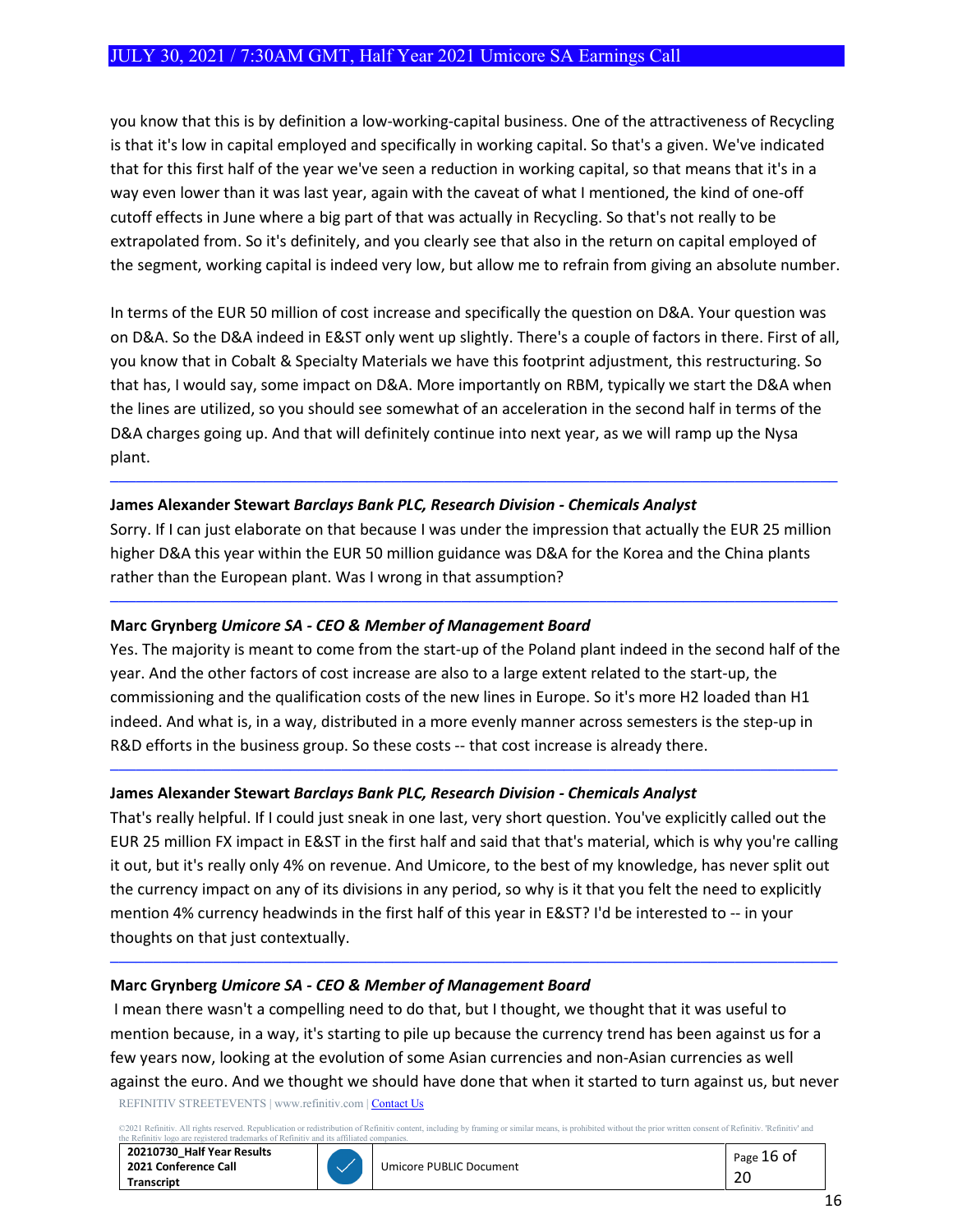you know that this is by definition a low-working-capital business. One of the attractiveness of Recycling is that it's low in capital employed and specifically in working capital. So that's a given. We've indicated that for this first half of the year we've seen a reduction in working capital, so that means that it's in a way even lower than it was last year, again with the caveat of what I mentioned, the kind of one-off cutoff effects in June where a big part of that was actually in Recycling. So that's not really to be extrapolated from. So it's definitely, and you clearly see that also in the return on capital employed of the segment, working capital is indeed very low, but allow me to refrain from giving an absolute number.

In terms of the EUR 50 million of cost increase and specifically the question on D&A. Your question was on D&A. So the D&A indeed in E&ST only went up slightly. There's a couple of factors in there. First of all, you know that in Cobalt & Specialty Materials we have this footprint adjustment, this restructuring. So that has, I would say, some impact on D&A. More importantly on RBM, typically we start the D&A when the lines are utilized, so you should see somewhat of an acceleration in the second half in terms of the D&A charges going up. And that will definitely continue into next year, as we will ramp up the Nysa plant.

---

**James Alexander Stewart** ***Barclays Bank PLC, Research Division - Chemicals Analyst***

Sorry. If I can just elaborate on that because I was under the impression that actually the EUR 25 million higher D&A this year within the EUR 50 million guidance was D&A for the Korea and the China plants rather than the European plant. Was I wrong in that assumption?

---

**Marc Grynberg** ***Umicore SA - CEO & Member of Management Board***

Yes. The majority is meant to come from the start-up of the Poland plant indeed in the second half of the year. And the other factors of cost increase are also to a large extent related to the start-up, the commissioning and the qualification costs of the new lines in Europe. So it's more H2 loaded than H1 indeed. And what is, in a way, distributed in a more evenly manner across semesters is the step-up in R&D efforts in the business group. So these costs -- that cost increase is already there.

---

**James Alexander Stewart** ***Barclays Bank PLC, Research Division - Chemicals Analyst***

That's really helpful. If I could just sneak in one last, very short question. You've explicitly called out the EUR 25 million FX impact in E&ST in the first half and said that that's material, which is why you're calling it out, but it's really only 4% on revenue. And Umicore, to the best of my knowledge, has never split out the currency impact on any of its divisions in any period, so why is it that you felt the need to explicitly mention 4% currency headwinds in the first half of this year in E&ST? I'd be interested to -- in your thoughts on that just contextually.

---

**Marc Grynberg** ***Umicore SA - CEO & Member of Management Board***

I mean there wasn't a compelling need to do that, but I thought, we thought that it was useful to mention because, in a way, it's starting to pile up because the currency trend has been against us for a few years now, looking at the evolution of some Asian currencies and non-Asian currencies as well against the euro. And we thought we should have done that when it started to turn against us, but never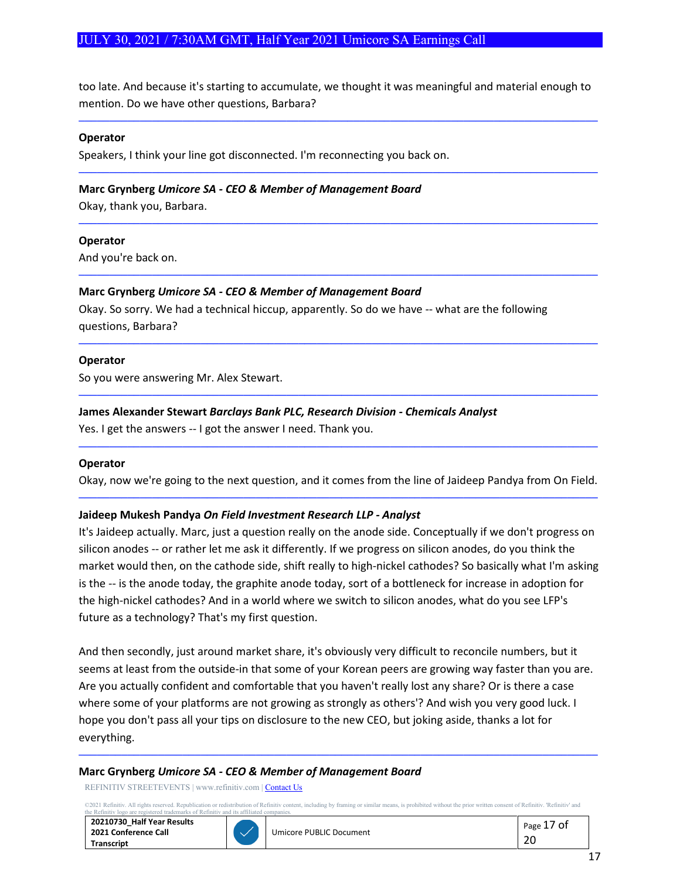too late. And because it's starting to accumulate, we thought it was meaningful and material enough to mention. Do we have other questions, Barbara?

---

**Operator**

Speakers, I think your line got disconnected. I'm reconnecting you back on.

---

**Marc Grynberg** ***Umicore SA - CEO & Member of Management Board***

Okay, thank you, Barbara.

---

**Operator**

And you're back on.

---

**Marc Grynberg** ***Umicore SA - CEO & Member of Management Board***

Okay. So sorry. We had a technical hiccup, apparently. So do we have -- what are the following questions, Barbara?

---

**Operator**

So you were answering Mr. Alex Stewart.

---

**James Alexander Stewart** ***Barclays Bank PLC, Research Division - Chemicals Analyst***

Yes. I get the answers -- I got the answer I need. Thank you.

---

**Operator**

Okay, now we're going to the next question, and it comes from the line of Jaideep Pandya from On Field.

---

**Jaideep Mukesh Pandya** ***On Field Investment Research LLP - Analyst***

It's Jaideep actually. Marc, just a question really on the anode side. Conceptually if we don't progress on silicon anodes -- or rather let me ask it differently. If we progress on silicon anodes, do you think the market would then, on the cathode side, shift really to high-nickel cathodes? So basically what I'm asking is the -- is the anode today, the graphite anode today, sort of a bottleneck for increase in adoption for the high-nickel cathodes? And in a world where we switch to silicon anodes, what do you see LFP's future as a technology? That's my first question.

And then secondly, just around market share, it's obviously very difficult to reconcile numbers, but it seems at least from the outside-in that some of your Korean peers are growing way faster than you are. Are you actually confident and comfortable that you haven't really lost any share? Or is there a case where some of your platforms are not growing as strongly as others'? And wish you very good luck. I hope you don't pass all your tips on disclosure to the new CEO, but joking aside, thanks a lot for everything.

---

**Marc Grynberg** ***Umicore SA - CEO & Member of Management Board***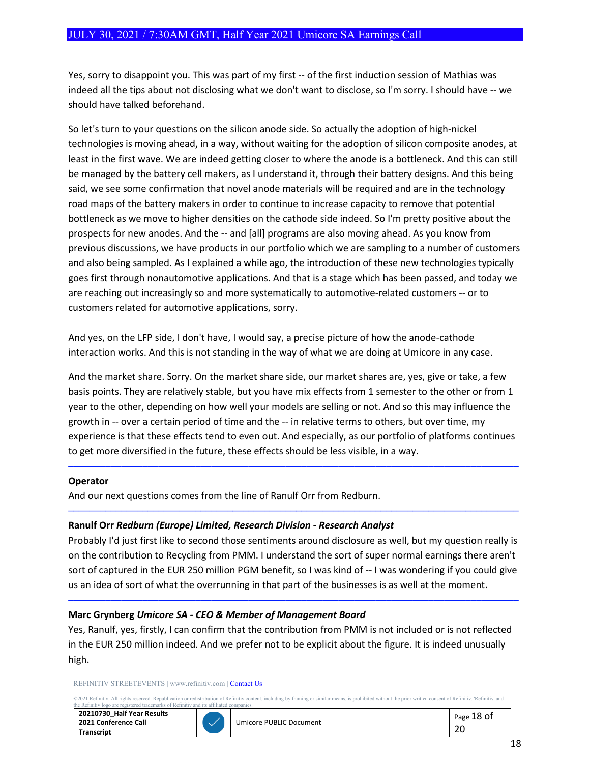Yes, sorry to disappoint you. This was part of my first -- of the first induction session of Mathias was indeed all the tips about not disclosing what we don't want to disclose, so I'm sorry. I should have -- we should have talked beforehand.

So let's turn to your questions on the silicon anode side. So actually the adoption of high-nickel technologies is moving ahead, in a way, without waiting for the adoption of silicon composite anodes, at least in the first wave. We are indeed getting closer to where the anode is a bottleneck. And this can still be managed by the battery cell makers, as I understand it, through their battery designs. And this being said, we see some confirmation that novel anode materials will be required and are in the technology road maps of the battery makers in order to continue to increase capacity to remove that potential bottleneck as we move to higher densities on the cathode side indeed. So I'm pretty positive about the prospects for new anodes. And the -- and [all] programs are also moving ahead. As you know from previous discussions, we have products in our portfolio which we are sampling to a number of customers and also being sampled. As I explained a while ago, the introduction of these new technologies typically goes first through nonautomotive applications. And that is a stage which has been passed, and today we are reaching out increasingly so and more systematically to automotive-related customers -- or to customers related for automotive applications, sorry.

And yes, on the LFP side, I don't have, I would say, a precise picture of how the anode-cathode interaction works. And this is not standing in the way of what we are doing at Umicore in any case.

And the market share. Sorry. On the market share side, our market shares are, yes, give or take, a few basis points. They are relatively stable, but you have mix effects from 1 semester to the other or from 1 year to the other, depending on how well your models are selling or not. And so this may influence the growth in -- over a certain period of time and the -- in relative terms to others, but over time, my experience is that these effects tend to even out. And especially, as our portfolio of platforms continues to get more diversified in the future, these effects should be less visible, in a way.

---

**Operator**

And our next questions comes from the line of Ranulf Orr from Redburn.

---

**Ranulf Orr** ***Redburn (Europe) Limited, Research Division - Research Analyst***

Probably I'd just first like to second those sentiments around disclosure as well, but my question really is on the contribution to Recycling from PMM. I understand the sort of super normal earnings there aren't sort of captured in the EUR 250 million PGM benefit, so I was kind of -- I was wondering if you could give us an idea of sort of what the overrunning in that part of the businesses is as well at the moment.

---

**Marc Grynberg** ***Umicore SA - CEO & Member of Management Board***

Yes, Ranulf, yes, firstly, I can confirm that the contribution from PMM is not included or is not reflected in the EUR 250 million indeed. And we prefer not to be explicit about the figure. It is indeed unusually high.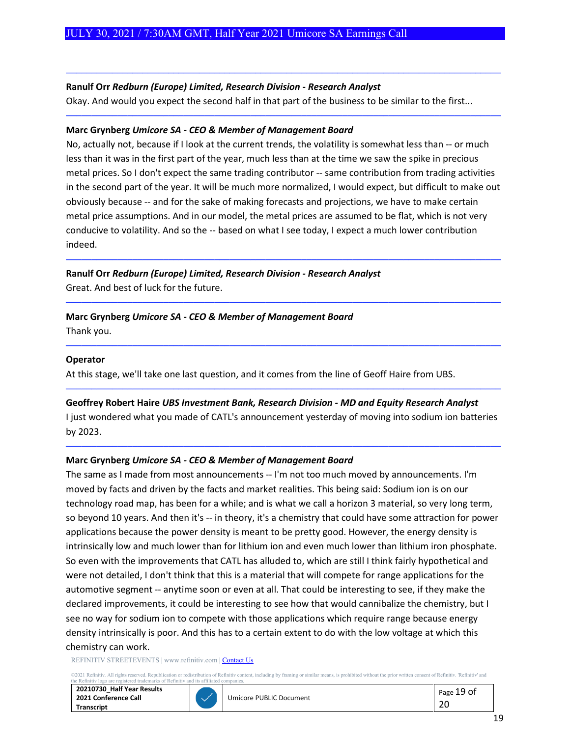**Ranulf Orr** *Redburn (Europe) Limited, Research Division - Research Analyst*

Okay. And would you expect the second half in that part of the business to be similar to the first...

---

**Marc Grynberg** *Umicore SA - CEO & Member of Management Board*

No, actually not, because if I look at the current trends, the volatility is somewhat less than -- or much less than it was in the first part of the year, much less than at the time we saw the spike in precious metal prices. So I don't expect the same trading contributor -- same contribution from trading activities in the second part of the year. It will be much more normalized, I would expect, but difficult to make out obviously because -- and for the sake of making forecasts and projections, we have to make certain metal price assumptions. And in our model, the metal prices are assumed to be flat, which is not very conducive to volatility. And so the -- based on what I see today, I expect a much lower contribution indeed.

---

**Ranulf Orr** *Redburn (Europe) Limited, Research Division - Research Analyst*

Great. And best of luck for the future.

---

**Marc Grynberg** *Umicore SA - CEO & Member of Management Board*

Thank you.

---

**Operator**

At this stage, we'll take one last question, and it comes from the line of Geoff Haire from UBS.

---

**Geoffrey Robert Haire** *UBS Investment Bank, Research Division - MD and Equity Research Analyst*

I just wondered what you made of CATL's announcement yesterday of moving into sodium ion batteries by 2023.

---

**Marc Grynberg** *Umicore SA - CEO & Member of Management Board*

The same as I made from most announcements -- I'm not too much moved by announcements. I'm moved by facts and driven by the facts and market realities. This being said: Sodium ion is on our technology road map, has been for a while; and is what we call a horizon 3 material, so very long term, so beyond 10 years. And then it's -- in theory, it's a chemistry that could have some attraction for power applications because the power density is meant to be pretty good. However, the energy density is intrinsically low and much lower than for lithium ion and even much lower than lithium iron phosphate. So even with the improvements that CATL has alluded to, which are still I think fairly hypothetical and were not detailed, I don't think that this is a material that will compete for range applications for the automotive segment -- anytime soon or even at all. That could be interesting to see, if they make the declared improvements, it could be interesting to see how that would cannibalize the chemistry, but I see no way for sodium ion to compete with those applications which require range because energy density intrinsically is poor. And this has to a certain extent to do with the low voltage at which this chemistry can work.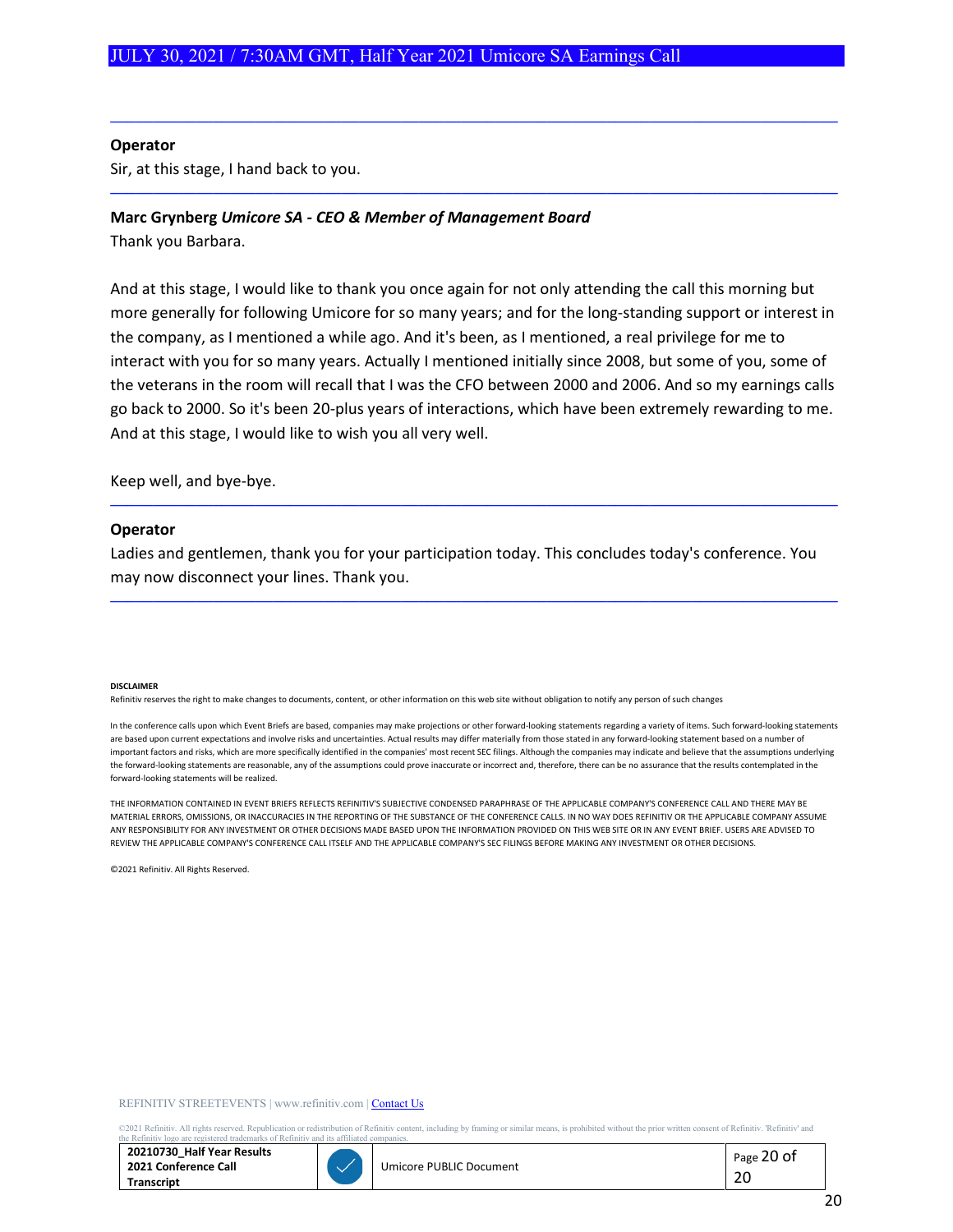**Operator**

Sir, at this stage, I hand back to you.

---

**Marc Grynberg** ***Umicore SA - CEO & Member of Management Board***

Thank you Barbara.

And at this stage, I would like to thank you once again for not only attending the call this morning but more generally for following Umicore for so many years; and for the long-standing support or interest in the company, as I mentioned a while ago. And it's been, as I mentioned, a real privilege for me to interact with you for so many years. Actually I mentioned initially since 2008, but some of you, some of the veterans in the room will recall that I was the CFO between 2000 and 2006. And so my earnings calls go back to 2000. So it's been 20-plus years of interactions, which have been extremely rewarding to me. And at this stage, I would like to wish you all very well.

Keep well, and bye-bye.

---

**Operator**

Ladies and gentlemen, thank you for your participation today. This concludes today's conference. You may now disconnect your lines. Thank you.

---

**DISCLAIMER**

Refinitiv reserves the right to make changes to documents, content, or other information on this web site without obligation to notify any person of such changes

In the conference calls upon which Event Briefs are based, companies may make projections or other forward-looking statements regarding a variety of items. Such forward-looking statements are based upon current expectations and involve risks and uncertainties. Actual results may differ materially from those stated in any forward-looking statement based on a number of important factors and risks, which are more specifically identified in the companies' most recent SEC filings. Although the companies may indicate and believe that the assumptions underlying the forward-looking statements are reasonable, any of the assumptions could prove inaccurate or incorrect and, therefore, there can be no assurance that the results contemplated in the forward-looking statements will be realized.

THE INFORMATION CONTAINED IN EVENT BRIEFS REFLECTS REFINITIV'S SUBJECTIVE CONDENSED PARAPHRASE OF THE APPLICABLE COMPANY'S CONFERENCE CALL AND THERE MAY BE MATERIAL ERRORS, OMISSIONS, OR INACCURACIES IN THE REPORTING OF THE SUBSTANCE OF THE CONFERENCE CALLS. IN NO WAY DOES REFINITIV OR THE APPLICABLE COMPANY ASSUME ANY RESPONSIBILITY FOR ANY INVESTMENT OR OTHER DECISIONS MADE BASED UPON THE INFORMATION PROVIDED ON THIS WEB SITE OR IN ANY EVENT BRIEF. USERS ARE ADVISED TO REVIEW THE APPLICABLE COMPANY'S CONFERENCE CALL ITSELF AND THE APPLICABLE COMPANY'S SEC FILINGS BEFORE MAKING ANY INVESTMENT OR OTHER DECISIONS.

©2021 Refinitiv. All Rights Reserved.